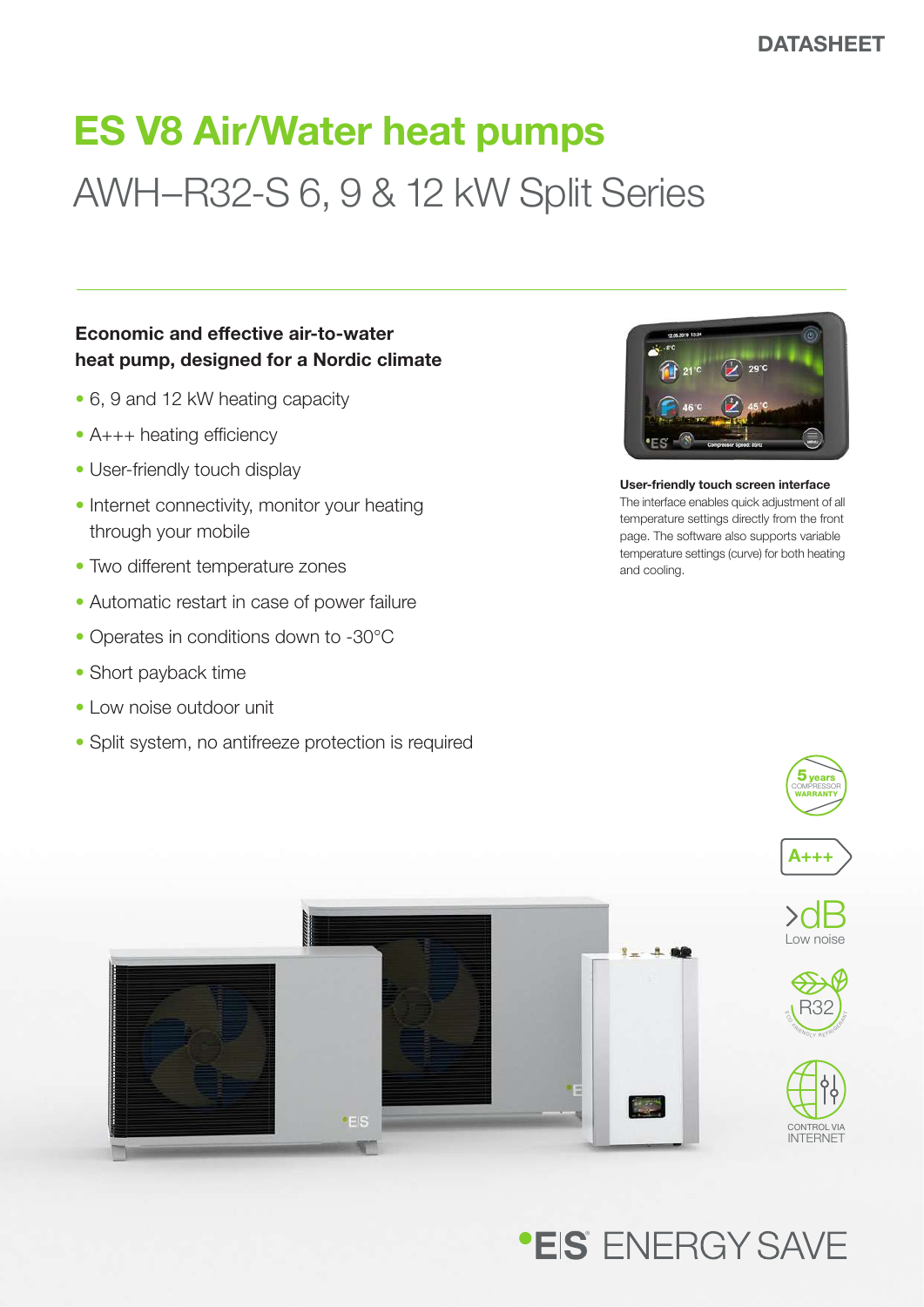DATASHEET

# ES V8 Air/Water heat pumps

## AWH–R32-S 6, 9 & 12 kW Split Series

**Economic and effective air-to-water heat pump, designed for a Nordic climate**

- 6, 9 and 12 kW heating capacity
- A+++ heating efficiency
- User-friendly touch display
- Internet connectivity, monitor your heating through your mobile
- Two different temperature zones
- Automatic restart in case of power failure
- Operates in conditions down to -30°C
- Short payback time
- Low noise outdoor unit
- Split system, no antifreeze protection is required

**User-friendly touch screen interface**

The interface enables quick adjustment of all temperature settings directly from the front page. The software also supports variable temperature settings (curve) for both heating and cooling.

5 years COMPRESSOR WARRANTY

A+++

>dB Low noise

R32

CONTROL VIA INTERNET

E|S ENERGY SAVE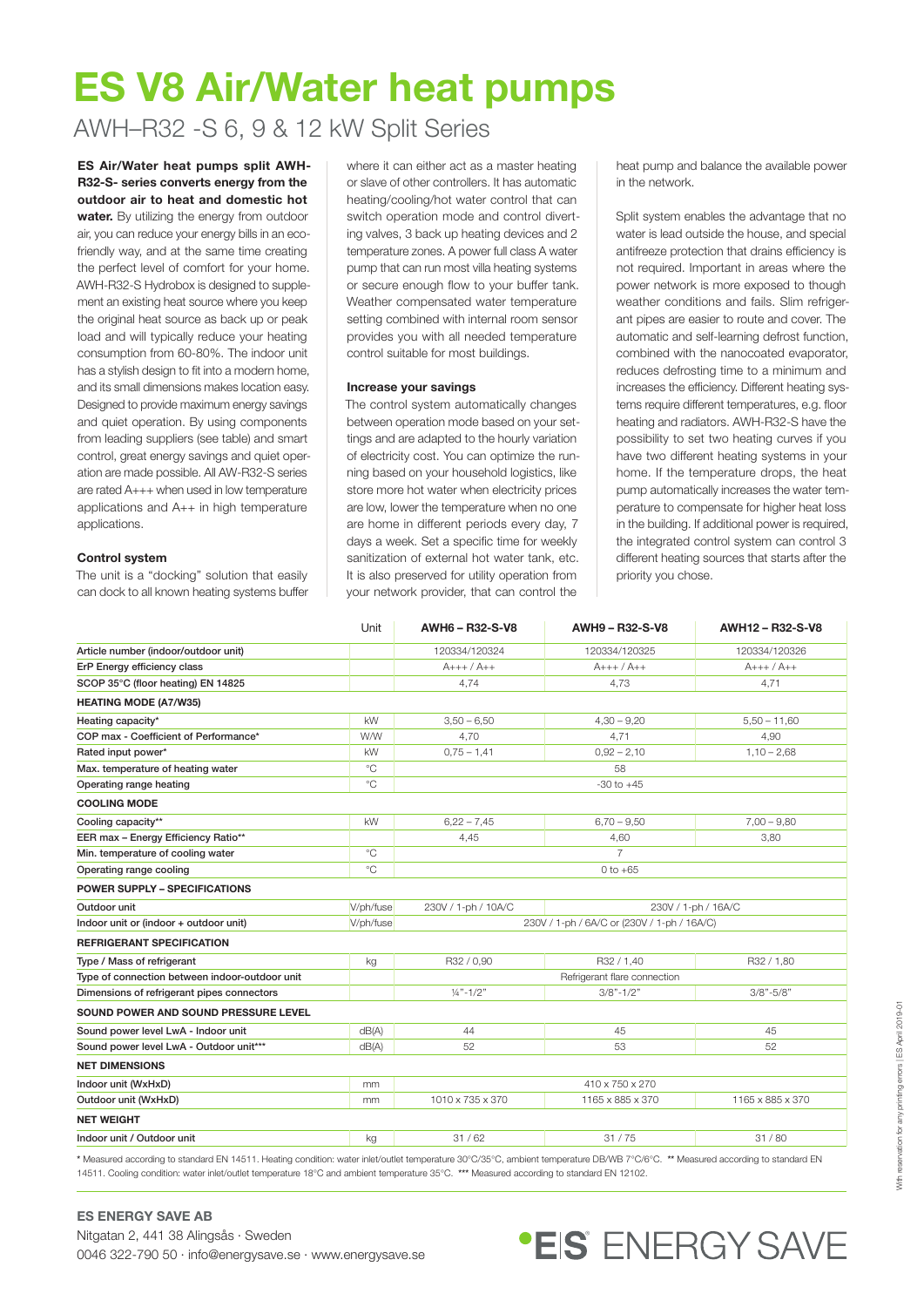# ES V8 Air/Water heat pumps

## AWH–R32 -S 6, 9 & 12 kW Split Series

**ES Air/Water heat pumps split AWH-R32-S- series converts energy from the outdoor air to heat and domestic hot water.** By utilizing the energy from outdoor air, you can reduce your energy bills in an eco-friendly way, and at the same time creating the perfect level of comfort for your home. AWH-R32-S Hydrobox is designed to supplement an existing heat source where you keep the original heat source as back up or peak load and will typically reduce your heating consumption from 60-80%. The indoor unit has a stylish design to fit into a modern home, and its small dimensions makes location easy. Designed to provide maximum energy savings and quiet operation. By using components from leading suppliers (see table) and smart control, great energy savings and quiet operation are made possible. All AW-R32-S series are rated A+++ when used in low temperature applications and A++ in high temperature applications.

### Control system

The unit is a "docking" solution that easily can dock to all known heating systems buffer where it can either act as a master heating or slave of other controllers. It has automatic heating/cooling/hot water control that can switch operation mode and control diverting valves, 3 back up heating devices and 2 temperature zones. A power full class A water pump that can run most villa heating systems or secure enough flow to your buffer tank. Weather compensated water temperature setting combined with internal room sensor provides you with all needed temperature control suitable for most buildings.

### Increase your savings

The control system automatically changes between operation mode based on your settings and are adapted to the hourly variation of electricity cost. You can optimize the running based on your household logistics, like store more hot water when electricity prices are low, lower the temperature when no one are home in different periods every day, 7 days a week. Set a specific time for weekly sanitization of external hot water tank, etc. It is also preserved for utility operation from your network provider, that can control the heat pump and balance the available power in the network.

Split system enables the advantage that no water is lead outside the house, and special antifreeze protection that drains efficiency is not required. Important in areas where the power network is more exposed to though weather conditions and fails. Slim refrigerant pipes are easier to route and cover. The automatic and self-learning defrost function, combined with the nanocoated evaporator, reduces defrosting time to a minimum and increases the efficiency. Different heating systems require different temperatures, e.g. floor heating and radiators. AWH-R32-S have the possibility to set two heating curves if you have two different heating systems in your home. If the temperature drops, the heat pump automatically increases the water temperature to compensate for higher heat loss in the building. If additional power is required, the integrated control system can control 3 different heating sources that starts after the priority you chose.

| | Unit | AWH6 – R32-S-V8 | AWH9 – R32-S-V8 | AWH12 – R32-S-V8 |
|---|---|---|---|---|
| Article number (indoor/outdoor unit) | | 120334/120324 | 120334/120325 | 120334/120326 |
| ErP Energy efficiency class | | A+++ / A++ | A+++ / A++ | A+++ / A++ |
| SCOP 35°C (floor heating) EN 14825 | | 4,74 | 4,73 | 4,71 |
| **HEATING MODE (A7/W35)** | | | | |
| Heating capacity* | kW | 3,50 – 6,50 | 4,30 – 9,20 | 5,50 – 11,60 |
| COP max - Coefficient of Performance* | W/W | 4,70 | 4,71 | 4,90 |
| Rated input power* | kW | 0,75 – 1,41 | 0,92 – 2,10 | 1,10 – 2,68 |
| Max. temperature of heating water | °C | 58 | | |
| Operating range heating | °C | -30 to +45 | | |
| **COOLING MODE** | | | | |
| Cooling capacity** | kW | 6,22 – 7,45 | 6,70 – 9,50 | 7,00 – 9,80 |
| EER max – Energy Efficiency Ratio** | | 4,45 | 4,60 | 3,80 |
| Min. temperature of cooling water | °C | 7 | | |
| Operating range cooling | °C | 0 to +65 | | |
| **POWER SUPPLY – SPECIFICATIONS** | | | | |
| Outdoor unit | V/ph/fuse | 230V / 1-ph / 10A/C | 230V / 1-ph / 16A/C | |
| Indoor unit or (indoor + outdoor unit) | V/ph/fuse | 230V / 1-ph / 6A/C or (230V / 1-ph / 16A/C) | | |
| **REFRIGERANT SPECIFICATION** | | | | |
| Type / Mass of refrigerant | kg | R32 / 0,90 | R32 / 1,40 | R32 / 1,80 |
| Type of connection between indoor-outdoor unit | | Refrigerant flare connection | | |
| Dimensions of refrigerant pipes connectors | | ¼"-1/2" | 3/8"-1/2" | 3/8"-5/8" |
| **SOUND POWER AND SOUND PRESSURE LEVEL** | | | | |
| Sound power level LwA - Indoor unit | dB(A) | 44 | 45 | 45 |
| Sound power level LwA - Outdoor unit*** | dB(A) | 52 | 53 | 52 |
| **NET DIMENSIONS** | | | | |
| Indoor unit (WxHxD) | mm | 410 x 750 x 270 | | |
| Outdoor unit (WxHxD) | mm | 1010 x 735 x 370 | 1165 x 885 x 370 | 1165 x 885 x 370 |
| **NET WEIGHT** | | | | |
| Indoor unit / Outdoor unit | kg | 31 / 62 | 31 / 75 | 31 / 80 |

\* Measured according to standard EN 14511. Heating condition: water inlet/outlet temperature 30°C/35°C, ambient temperature DB/WB 7°C/6°C. ** Measured according to standard EN 14511. Cooling condition: water inlet/outlet temperature 18°C and ambient temperature 35°C. *** Measured according to standard EN 12102.

With reservation for any printing errors | ES April 2019-01

**ES ENERGY SAVE AB**
Nitgatan 2, 441 38 Alingsås · Sweden
0046 322-790 50 · info@energysave.se · www.energysave.se

ES ENERGY SAVE